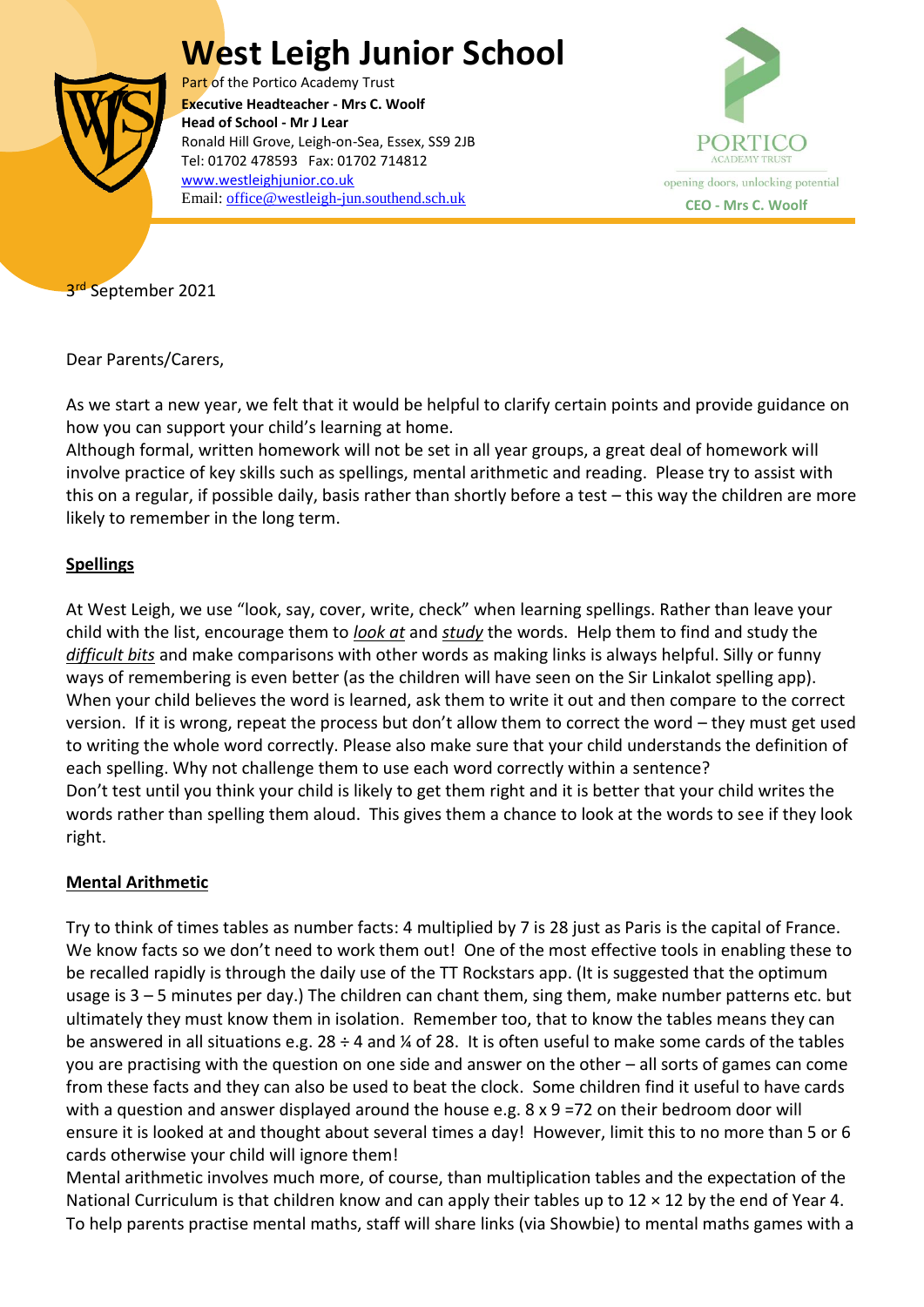# West Leigh Junior School

Part of the Portico Academy Trust
**Executive Headteacher - Mrs C. Woolf**
**Head of School - Mr J Lear**
Ronald Hill Grove, Leigh-on-Sea, Essex, SS9 2JB
Tel: 01702 478593 Fax: 01702 714812
www.westleighjunior.co.uk
Email: office@westleigh-jun.southend.sch.uk

PORTICO ACADEMY TRUST
opening doors, unlocking potential
**CEO - Mrs C. Woolf**

3rd September 2021

Dear Parents/Carers,

As we start a new year, we felt that it would be helpful to clarify certain points and provide guidance on how you can support your child's learning at home.

Although formal, written homework will not be set in all year groups, a great deal of homework will involve practice of key skills such as spellings, mental arithmetic and reading. Please try to assist with this on a regular, if possible daily, basis rather than shortly before a test – this way the children are more likely to remember in the long term.

## Spellings

At West Leigh, we use "look, say, cover, write, check" when learning spellings. Rather than leave your child with the list, encourage them to ***look at*** and ***study*** the words. Help them to find and study the ***difficult bits*** and make comparisons with other words as making links is always helpful. Silly or funny ways of remembering is even better (as the children will have seen on the Sir Linkalot spelling app). When your child believes the word is learned, ask them to write it out and then compare to the correct version. If it is wrong, repeat the process but don't allow them to correct the word – they must get used to writing the whole word correctly. Please also make sure that your child understands the definition of each spelling. Why not challenge them to use each word correctly within a sentence?

Don't test until you think your child is likely to get them right and it is better that your child writes the words rather than spelling them aloud. This gives them a chance to look at the words to see if they look right.

## Mental Arithmetic

Try to think of times tables as number facts: 4 multiplied by 7 is 28 just as Paris is the capital of France. We know facts so we don't need to work them out! One of the most effective tools in enabling these to be recalled rapidly is through the daily use of the TT Rockstars app. (It is suggested that the optimum usage is 3 – 5 minutes per day.) The children can chant them, sing them, make number patterns etc. but ultimately they must know them in isolation. Remember too, that to know the tables means they can be answered in all situations e.g. 28 ÷ 4 and ¼ of 28. It is often useful to make some cards of the tables you are practising with the question on one side and answer on the other – all sorts of games can come from these facts and they can also be used to beat the clock. Some children find it useful to have cards with a question and answer displayed around the house e.g. 8 x 9 =72 on their bedroom door will ensure it is looked at and thought about several times a day! However, limit this to no more than 5 or 6 cards otherwise your child will ignore them!

Mental arithmetic involves much more, of course, than multiplication tables and the expectation of the National Curriculum is that children know and can apply their tables up to 12 × 12 by the end of Year 4. To help parents practise mental maths, staff will share links (via Showbie) to mental maths games with a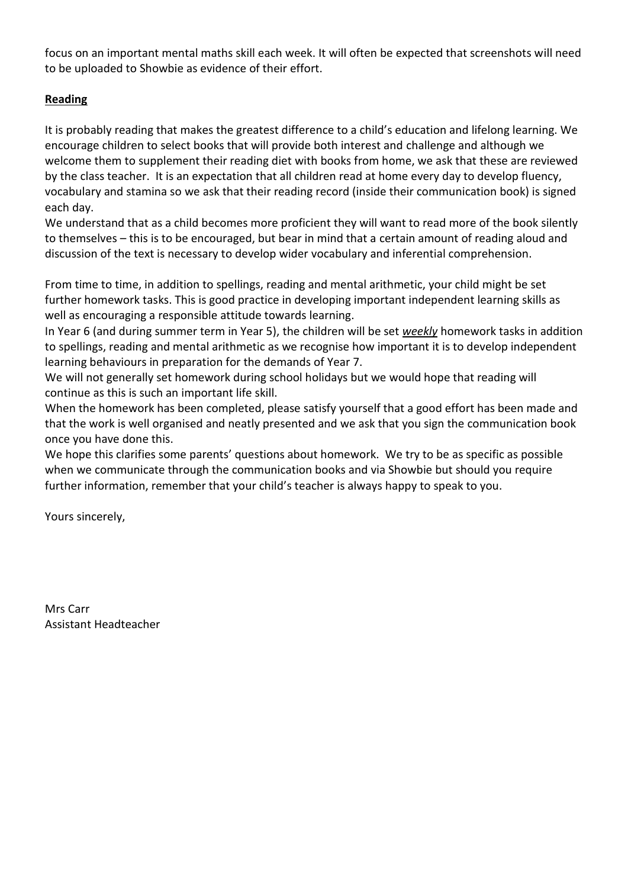focus on an important mental maths skill each week. It will often be expected that screenshots will need to be uploaded to Showbie as evidence of their effort.

**Reading**

It is probably reading that makes the greatest difference to a child's education and lifelong learning. We encourage children to select books that will provide both interest and challenge and although we welcome them to supplement their reading diet with books from home, we ask that these are reviewed by the class teacher. It is an expectation that all children read at home every day to develop fluency, vocabulary and stamina so we ask that their reading record (inside their communication book) is signed each day.

We understand that as a child becomes more proficient they will want to read more of the book silently to themselves – this is to be encouraged, but bear in mind that a certain amount of reading aloud and discussion of the text is necessary to develop wider vocabulary and inferential comprehension.

From time to time, in addition to spellings, reading and mental arithmetic, your child might be set further homework tasks. This is good practice in developing important independent learning skills as well as encouraging a responsible attitude towards learning.

In Year 6 (and during summer term in Year 5), the children will be set ***weekly*** homework tasks in addition to spellings, reading and mental arithmetic as we recognise how important it is to develop independent learning behaviours in preparation for the demands of Year 7.

We will not generally set homework during school holidays but we would hope that reading will continue as this is such an important life skill.

When the homework has been completed, please satisfy yourself that a good effort has been made and that the work is well organised and neatly presented and we ask that you sign the communication book once you have done this.

We hope this clarifies some parents' questions about homework. We try to be as specific as possible when we communicate through the communication books and via Showbie but should you require further information, remember that your child's teacher is always happy to speak to you.

Yours sincerely,

Mrs Carr
Assistant Headteacher